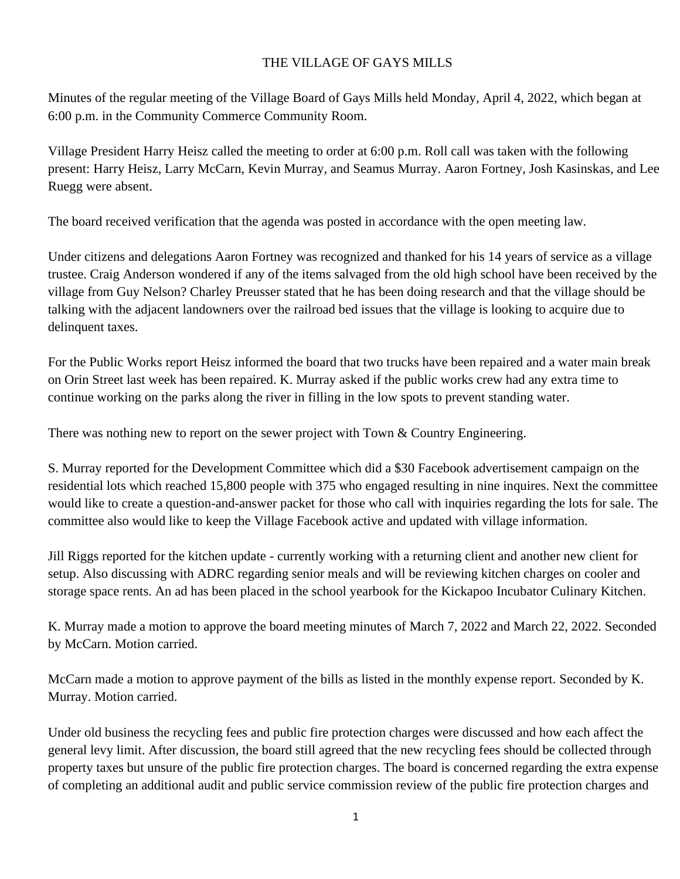# THE VILLAGE OF GAYS MILLS

Minutes of the regular meeting of the Village Board of Gays Mills held Monday, April 4, 2022, which began at 6:00 p.m. in the Community Commerce Community Room.

Village President Harry Heisz called the meeting to order at 6:00 p.m. Roll call was taken with the following present: Harry Heisz, Larry McCarn, Kevin Murray, and Seamus Murray. Aaron Fortney, Josh Kasinskas, and Lee Ruegg were absent.

The board received verification that the agenda was posted in accordance with the open meeting law.

Under citizens and delegations Aaron Fortney was recognized and thanked for his 14 years of service as a village trustee. Craig Anderson wondered if any of the items salvaged from the old high school have been received by the village from Guy Nelson? Charley Preusser stated that he has been doing research and that the village should be talking with the adjacent landowners over the railroad bed issues that the village is looking to acquire due to delinquent taxes.

For the Public Works report Heisz informed the board that two trucks have been repaired and a water main break on Orin Street last week has been repaired. K. Murray asked if the public works crew had any extra time to continue working on the parks along the river in filling in the low spots to prevent standing water.

There was nothing new to report on the sewer project with Town & Country Engineering.

S. Murray reported for the Development Committee which did a $30 Facebook advertisement campaign on the residential lots which reached 15,800 people with 375 who engaged resulting in nine inquires. Next the committee would like to create a question-and-answer packet for those who call with inquiries regarding the lots for sale. The committee also would like to keep the Village Facebook active and updated with village information.

Jill Riggs reported for the kitchen update - currently working with a returning client and another new client for setup. Also discussing with ADRC regarding senior meals and will be reviewing kitchen charges on cooler and storage space rents. An ad has been placed in the school yearbook for the Kickapoo Incubator Culinary Kitchen.

K. Murray made a motion to approve the board meeting minutes of March 7, 2022 and March 22, 2022. Seconded by McCarn. Motion carried.

McCarn made a motion to approve payment of the bills as listed in the monthly expense report. Seconded by K. Murray. Motion carried.

Under old business the recycling fees and public fire protection charges were discussed and how each affect the general levy limit. After discussion, the board still agreed that the new recycling fees should be collected through property taxes but unsure of the public fire protection charges. The board is concerned regarding the extra expense of completing an additional audit and public service commission review of the public fire protection charges and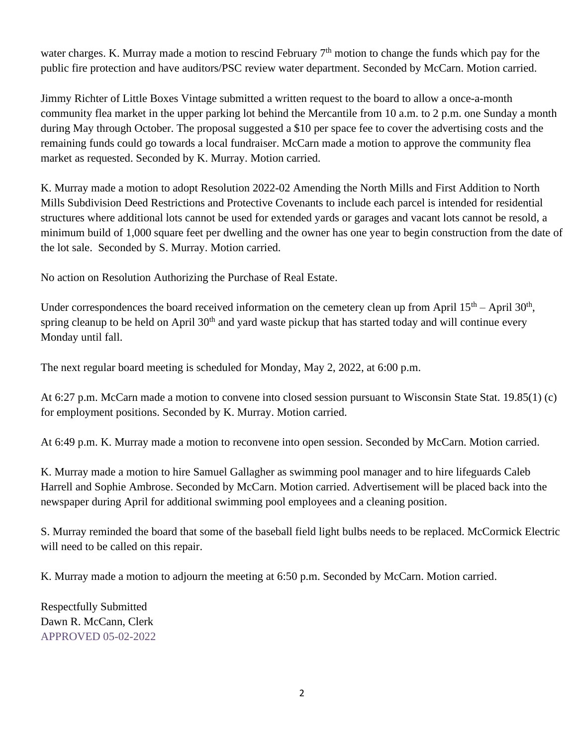water charges. K. Murray made a motion to rescind February 7th motion to change the funds which pay for the public fire protection and have auditors/PSC review water department. Seconded by McCarn. Motion carried.

Jimmy Richter of Little Boxes Vintage submitted a written request to the board to allow a once-a-month community flea market in the upper parking lot behind the Mercantile from 10 a.m. to 2 p.m. one Sunday a month during May through October. The proposal suggested a $10 per space fee to cover the advertising costs and the remaining funds could go towards a local fundraiser. McCarn made a motion to approve the community flea market as requested. Seconded by K. Murray. Motion carried.

K. Murray made a motion to adopt Resolution 2022-02 Amending the North Mills and First Addition to North Mills Subdivision Deed Restrictions and Protective Covenants to include each parcel is intended for residential structures where additional lots cannot be used for extended yards or garages and vacant lots cannot be resold, a minimum build of 1,000 square feet per dwelling and the owner has one year to begin construction from the date of the lot sale. Seconded by S. Murray. Motion carried.

No action on Resolution Authorizing the Purchase of Real Estate.

Under correspondences the board received information on the cemetery clean up from April 15th – April 30th, spring cleanup to be held on April 30th and yard waste pickup that has started today and will continue every Monday until fall.

The next regular board meeting is scheduled for Monday, May 2, 2022, at 6:00 p.m.

At 6:27 p.m. McCarn made a motion to convene into closed session pursuant to Wisconsin State Stat. 19.85(1) (c) for employment positions. Seconded by K. Murray. Motion carried.

At 6:49 p.m. K. Murray made a motion to reconvene into open session. Seconded by McCarn. Motion carried.

K. Murray made a motion to hire Samuel Gallagher as swimming pool manager and to hire lifeguards Caleb Harrell and Sophie Ambrose. Seconded by McCarn. Motion carried. Advertisement will be placed back into the newspaper during April for additional swimming pool employees and a cleaning position.

S. Murray reminded the board that some of the baseball field light bulbs needs to be replaced. McCormick Electric will need to be called on this repair.

K. Murray made a motion to adjourn the meeting at 6:50 p.m. Seconded by McCarn. Motion carried.

Respectfully Submitted
Dawn R. McCann, Clerk
APPROVED 05-02-2022